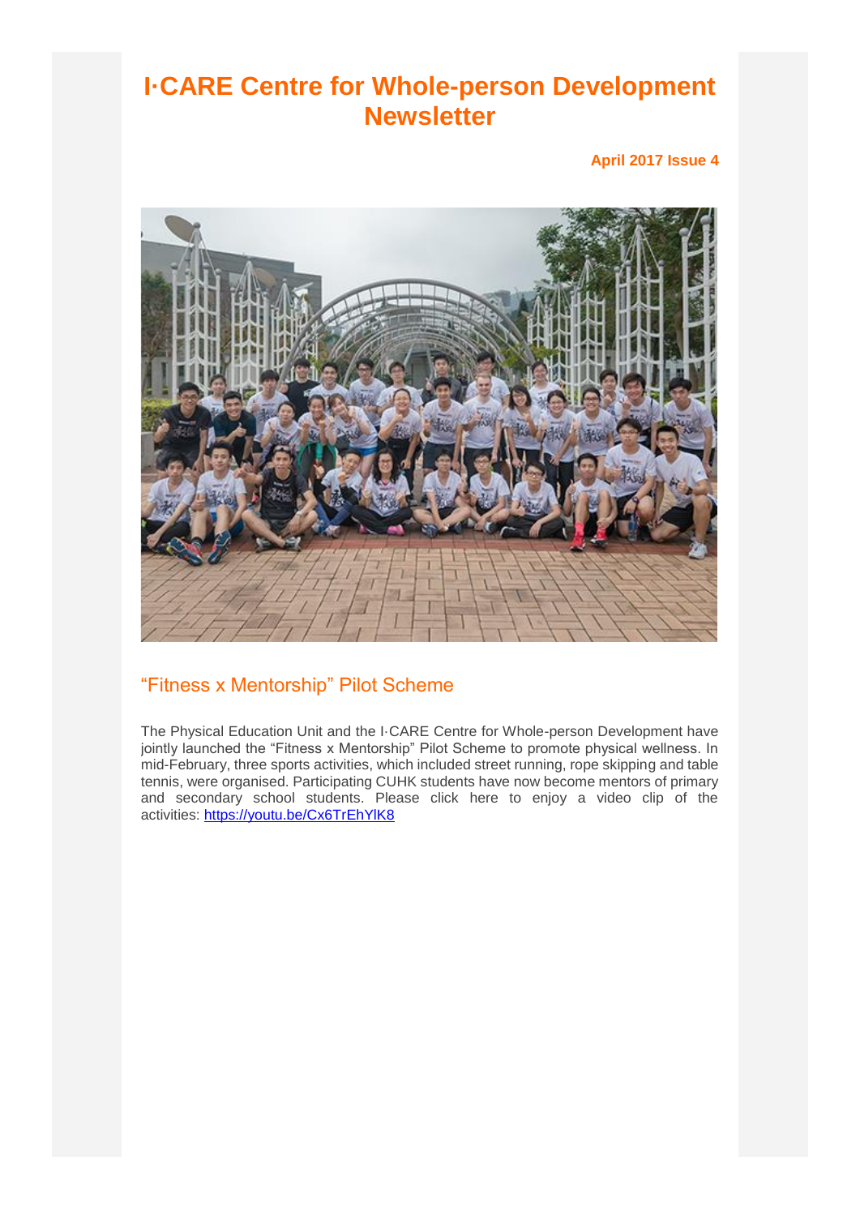# I·CARE Centre for Whole-person Development Newsletter

**April 2017 Issue 4**

## "Fitness x Mentorship" Pilot Scheme

The Physical Education Unit and the I·CARE Centre for Whole-person Development have jointly launched the "Fitness x Mentorship" Pilot Scheme to promote physical wellness. In mid-February, three sports activities, which included street running, rope skipping and table tennis, were organised. Participating CUHK students have now become mentors of primary and secondary school students. Please click here to enjoy a video clip of the activities: https://youtu.be/Cx6TrEhYlK8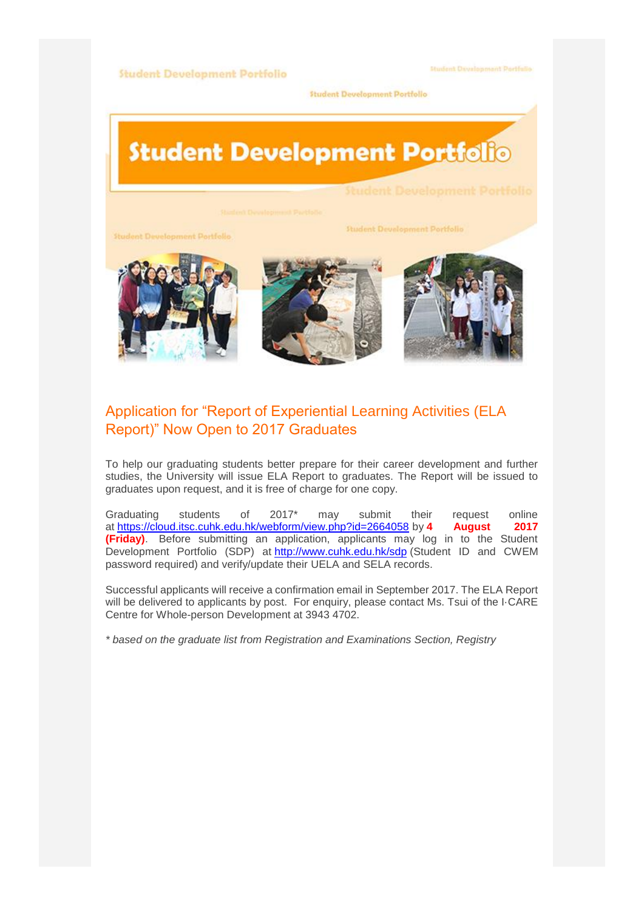# Student Development Portfolio

## Application for "Report of Experiential Learning Activities (ELA Report)" Now Open to 2017 Graduates

To help our graduating students better prepare for their career development and further studies, the University will issue ELA Report to graduates. The Report will be issued to graduates upon request, and it is free of charge for one copy.

Graduating students of 2017* may submit their request online at [https://cloud.itsc.cuhk.edu.hk/webform/view.php?id=2664058](https://cloud.itsc.cuhk.edu.hk/webform/view.php?id=2664058) by **4 August 2017 (Friday)**. Before submitting an application, applicants may log in to the Student Development Portfolio (SDP) at [http://www.cuhk.edu.hk/sdp](http://www.cuhk.edu.hk/sdp) (Student ID and CWEM password required) and verify/update their UELA and SELA records.

Successful applicants will receive a confirmation email in September 2017. The ELA Report will be delivered to applicants by post. For enquiry, please contact Ms. Tsui of the I·CARE Centre for Whole-person Development at 3943 4702.

*\* based on the graduate list from Registration and Examinations Section, Registry*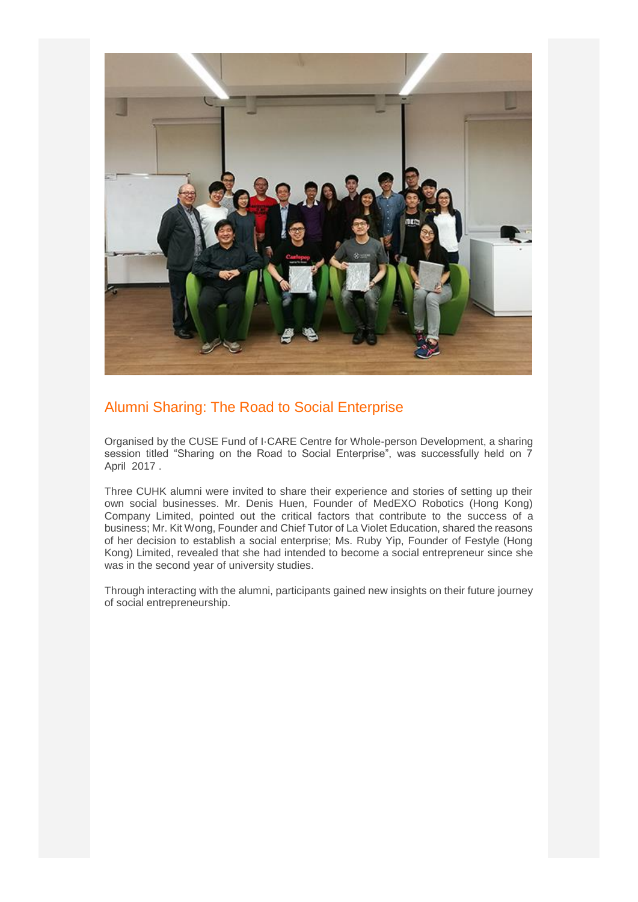## Alumni Sharing: The Road to Social Enterprise

Organised by the CUSE Fund of I·CARE Centre for Whole-person Development, a sharing session titled "Sharing on the Road to Social Enterprise", was successfully held on 7 April 2017 .

Three CUHK alumni were invited to share their experience and stories of setting up their own social businesses. Mr. Denis Huen, Founder of MedEXO Robotics (Hong Kong) Company Limited, pointed out the critical factors that contribute to the success of a business; Mr. Kit Wong, Founder and Chief Tutor of La Violet Education, shared the reasons of her decision to establish a social enterprise; Ms. Ruby Yip, Founder of Festyle (Hong Kong) Limited, revealed that she had intended to become a social entrepreneur since she was in the second year of university studies.

Through interacting with the alumni, participants gained new insights on their future journey of social entrepreneurship.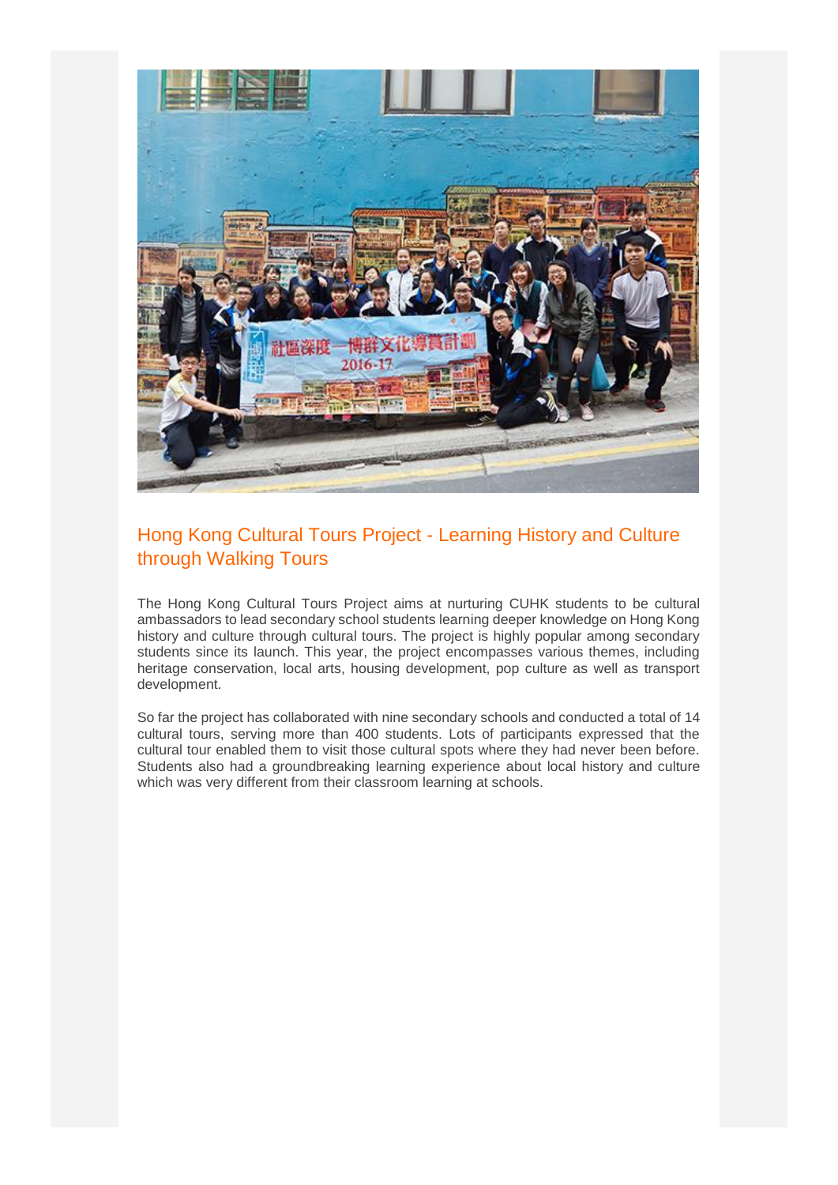## Hong Kong Cultural Tours Project - Learning History and Culture through Walking Tours

The Hong Kong Cultural Tours Project aims at nurturing CUHK students to be cultural ambassadors to lead secondary school students learning deeper knowledge on Hong Kong history and culture through cultural tours. The project is highly popular among secondary students since its launch. This year, the project encompasses various themes, including heritage conservation, local arts, housing development, pop culture as well as transport development.

So far the project has collaborated with nine secondary schools and conducted a total of 14 cultural tours, serving more than 400 students. Lots of participants expressed that the cultural tour enabled them to visit those cultural spots where they had never been before. Students also had a groundbreaking learning experience about local history and culture which was very different from their classroom learning at schools.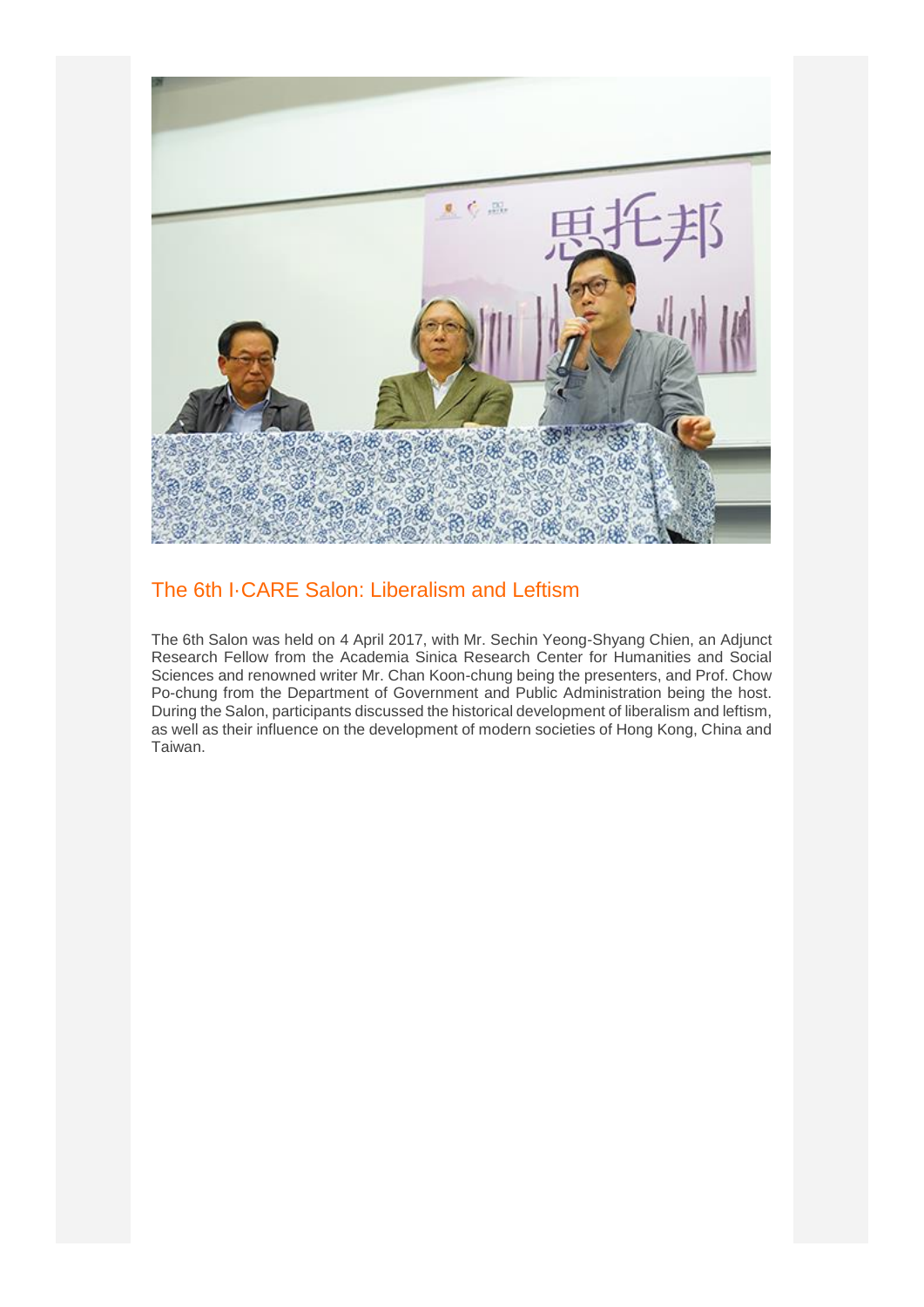## The 6th I·CARE Salon: Liberalism and Leftism

The 6th Salon was held on 4 April 2017, with Mr. Sechin Yeong-Shyang Chien, an Adjunct Research Fellow from the Academia Sinica Research Center for Humanities and Social Sciences and renowned writer Mr. Chan Koon-chung being the presenters, and Prof. Chow Po-chung from the Department of Government and Public Administration being the host. During the Salon, participants discussed the historical development of liberalism and leftism, as well as their influence on the development of modern societies of Hong Kong, China and Taiwan.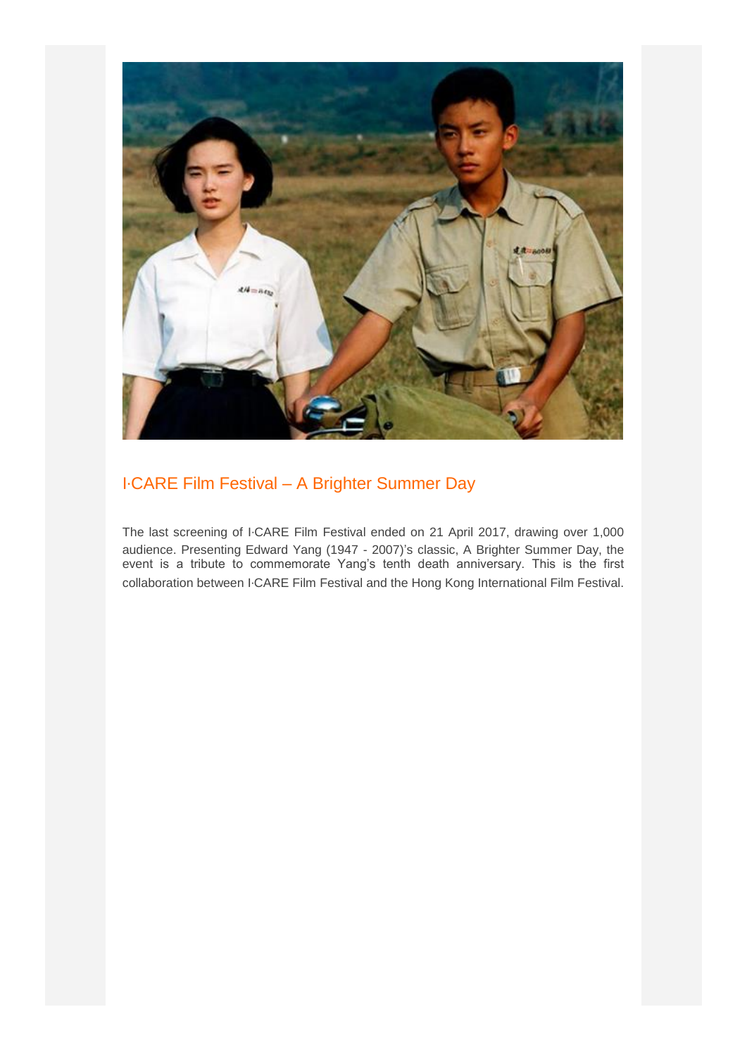## I·CARE Film Festival – A Brighter Summer Day

The last screening of I·CARE Film Festival ended on 21 April 2017, drawing over 1,000 audience. Presenting Edward Yang (1947 - 2007)'s classic, A Brighter Summer Day, the event is a tribute to commemorate Yang's tenth death anniversary. This is the first collaboration between I·CARE Film Festival and the Hong Kong International Film Festival.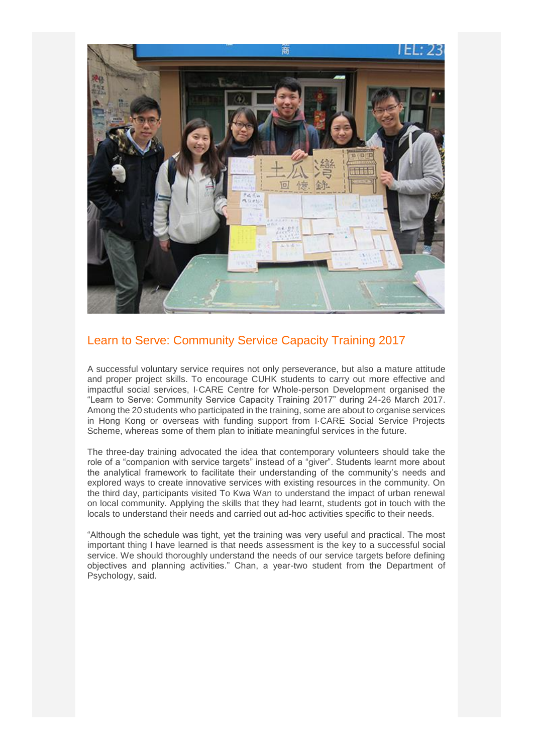## Learn to Serve: Community Service Capacity Training 2017

A successful voluntary service requires not only perseverance, but also a mature attitude and proper project skills. To encourage CUHK students to carry out more effective and impactful social services, I·CARE Centre for Whole-person Development organised the "Learn to Serve: Community Service Capacity Training 2017" during 24-26 March 2017. Among the 20 students who participated in the training, some are about to organise services in Hong Kong or overseas with funding support from I·CARE Social Service Projects Scheme, whereas some of them plan to initiate meaningful services in the future.

The three-day training advocated the idea that contemporary volunteers should take the role of a "companion with service targets" instead of a "giver". Students learnt more about the analytical framework to facilitate their understanding of the community's needs and explored ways to create innovative services with existing resources in the community. On the third day, participants visited To Kwa Wan to understand the impact of urban renewal on local community. Applying the skills that they had learnt, students got in touch with the locals to understand their needs and carried out ad-hoc activities specific to their needs.

"Although the schedule was tight, yet the training was very useful and practical. The most important thing I have learned is that needs assessment is the key to a successful social service. We should thoroughly understand the needs of our service targets before defining objectives and planning activities." Chan, a year-two student from the Department of Psychology, said.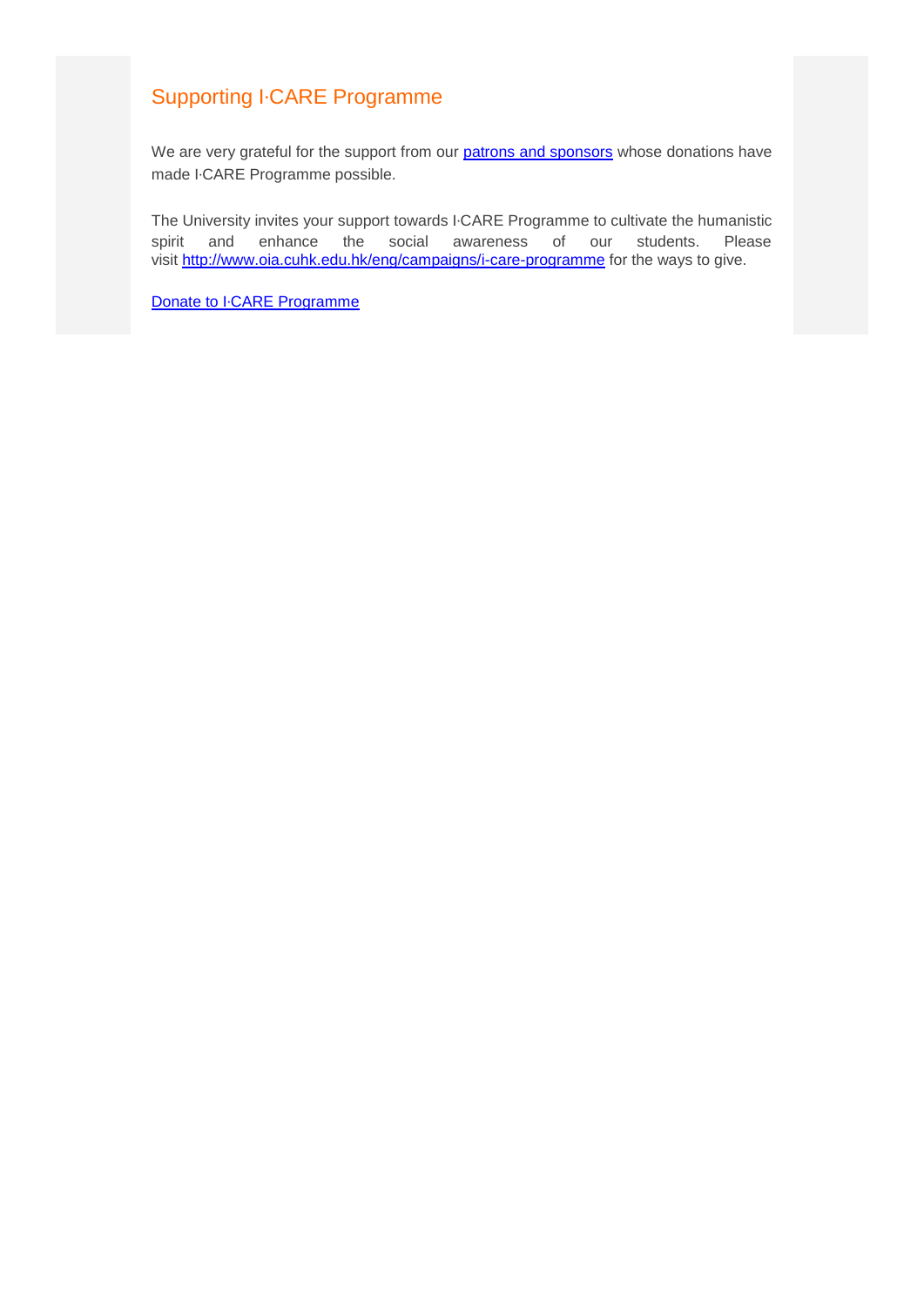## Supporting I·CARE Programme

We are very grateful for the support from our patrons and sponsors whose donations have made I·CARE Programme possible.

The University invites your support towards I·CARE Programme to cultivate the humanistic spirit and enhance the social awareness of our students. Please visit http://www.oia.cuhk.edu.hk/eng/campaigns/i-care-programme for the ways to give.

Donate to I·CARE Programme